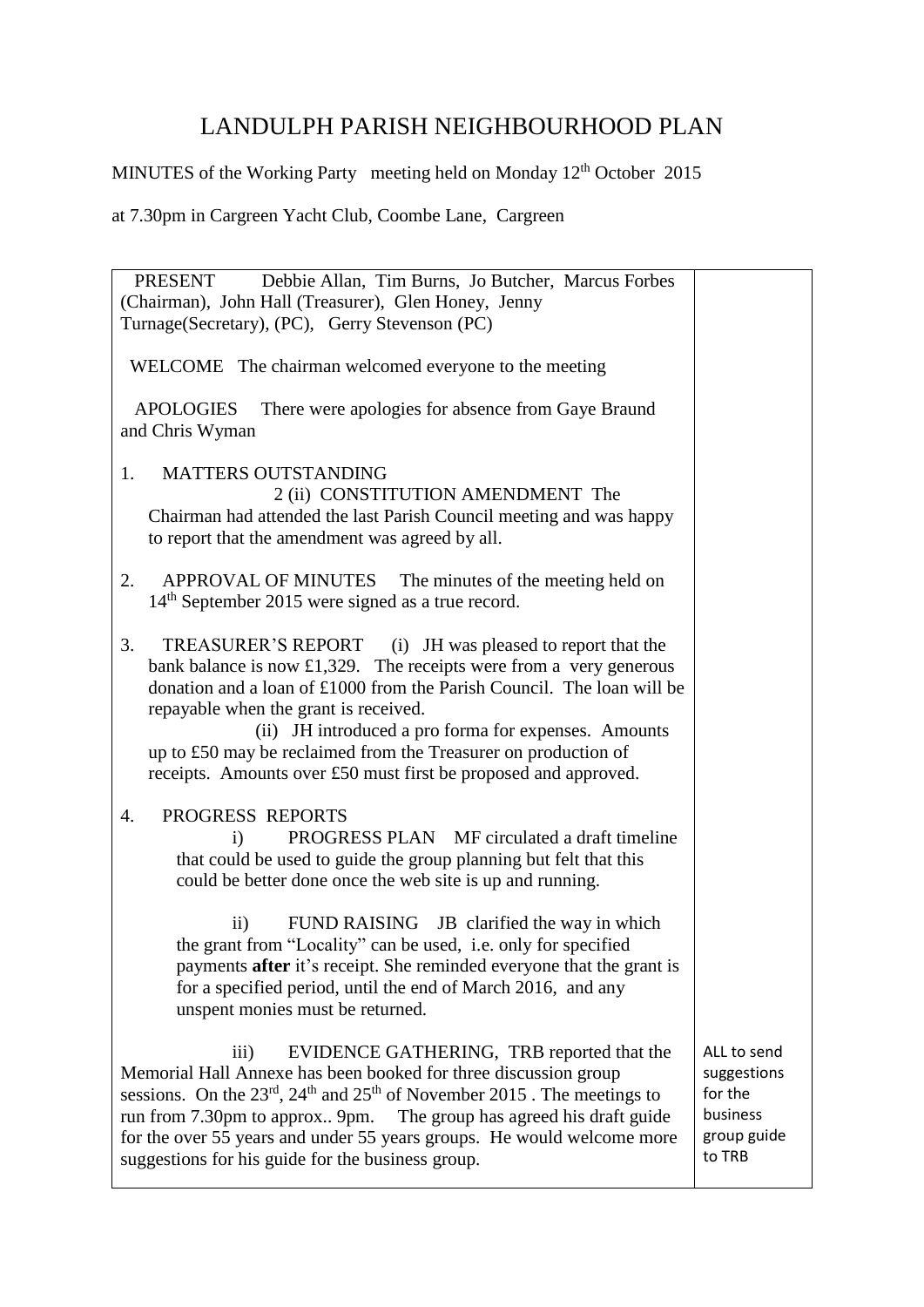# LANDULPH PARISH NEIGHBOURHOOD PLAN

MINUTES of the Working Party meeting held on Monday 12th October 2015

at 7.30pm in Cargreen Yacht Club, Coombe Lane, Cargreen

| | |
|---|---|
| PRESENT Debbie Allan, Tim Burns, Jo Butcher, Marcus Forbes (Chairman), John Hall (Treasurer), Glen Honey, Jenny Turnage(Secretary), (PC), Gerry Stevenson (PC) | |
| WELCOME The chairman welcomed everyone to the meeting | |
| APOLOGIES There were apologies for absence from Gaye Braund and Chris Wyman | |
| 1. MATTERS OUTSTANDING<br>2 (ii) CONSTITUTION AMENDMENT The Chairman had attended the last Parish Council meeting and was happy to report that the amendment was agreed by all. | |
| 2. APPROVAL OF MINUTES The minutes of the meeting held on 14th September 2015 were signed as a true record. | |
| 3. TREASURER'S REPORT (i) JH was pleased to report that the bank balance is now £1,329. The receipts were from a very generous donation and a loan of £1000 from the Parish Council. The loan will be repayable when the grant is received.<br>(ii) JH introduced a pro forma for expenses. Amounts up to £50 may be reclaimed from the Treasurer on production of receipts. Amounts over £50 must first be proposed and approved. | |
| 4. PROGRESS REPORTS<br>i) PROGRESS PLAN MF circulated a draft timeline that could be used to guide the group planning but felt that this could be better done once the web site is up and running.<br>ii) FUND RAISING JB clarified the way in which the grant from "Locality" can be used, i.e. only for specified payments **after** it's receipt. She reminded everyone that the grant is for a specified period, until the end of March 2016, and any unspent monies must be returned.<br>iii) EVIDENCE GATHERING, TRB reported that the Memorial Hall Annexe has been booked for three discussion group sessions. On the 23rd, 24th and 25th of November 2015 . The meetings to run from 7.30pm to approx.. 9pm. The group has agreed his draft guide for the over 55 years and under 55 years groups. He would welcome more suggestions for his guide for the business group. | ALL to send suggestions for the business group guide to TRB |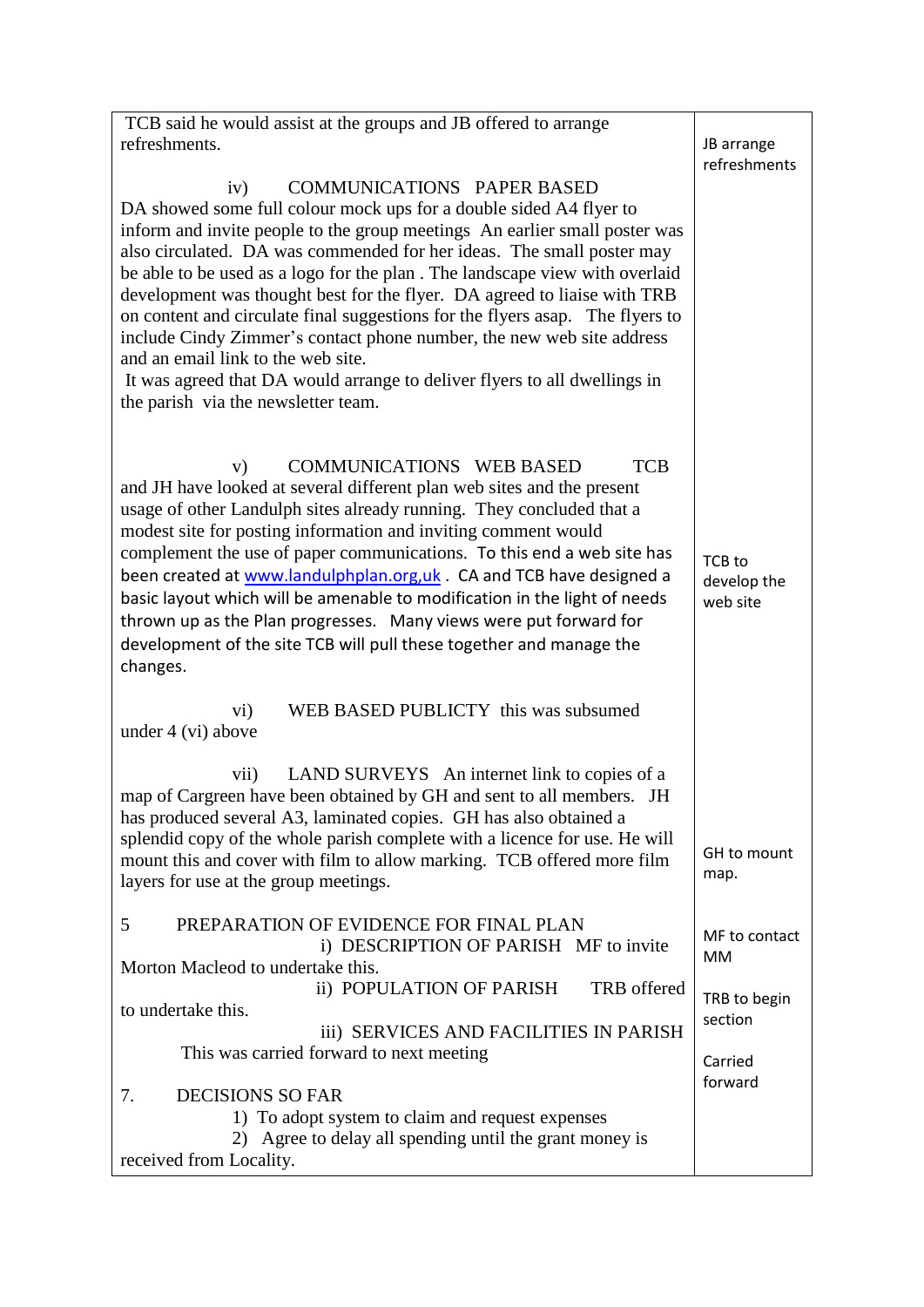| | |
|---|---|
| TCB said he would assist at the groups and JB offered to arrange refreshments. | JB arrange refreshments |
| iv) COMMUNICATIONS PAPER BASED<br>DA showed some full colour mock ups for a double sided A4 flyer to inform and invite people to the group meetings An earlier small poster was also circulated. DA was commended for her ideas. The small poster may be able to be used as a logo for the plan . The landscape view with overlaid development was thought best for the flyer. DA agreed to liaise with TRB on content and circulate final suggestions for the flyers asap. The flyers to include Cindy Zimmer's contact phone number, the new web site address and an email link to the web site.<br>It was agreed that DA would arrange to deliver flyers to all dwellings in the parish via the newsletter team. | |
| v) COMMUNICATIONS WEB BASED TCB and JH have looked at several different plan web sites and the present usage of other Landulph sites already running. They concluded that a modest site for posting information and inviting comment would complement the use of paper communications. To this end a web site has been created at www.landulphplan.org,uk . CA and TCB have designed a basic layout which will be amenable to modification in the light of needs thrown up as the Plan progresses. Many views were put forward for development of the site TCB will pull these together and manage the changes. | TCB to develop the web site |
| vi) WEB BASED PUBLICTY this was subsumed under 4 (vi) above | |
| vii) LAND SURVEYS An internet link to copies of a map of Cargreen have been obtained by GH and sent to all members. JH has produced several A3, laminated copies. GH has also obtained a splendid copy of the whole parish complete with a licence for use. He will mount this and cover with film to allow marking. TCB offered more film layers for use at the group meetings. | GH to mount map. |
| 5 PREPARATION OF EVIDENCE FOR FINAL PLAN<br>i) DESCRIPTION OF PARISH MF to invite Morton Macleod to undertake this.<br>ii) POPULATION OF PARISH TRB offered to undertake this.<br>iii) SERVICES AND FACILITIES IN PARISH This was carried forward to next meeting | MF to contact MM<br><br>TRB to begin section<br><br>Carried forward |
| 7. DECISIONS SO FAR<br>1) To adopt system to claim and request expenses<br>2) Agree to delay all spending until the grant money is received from Locality. | |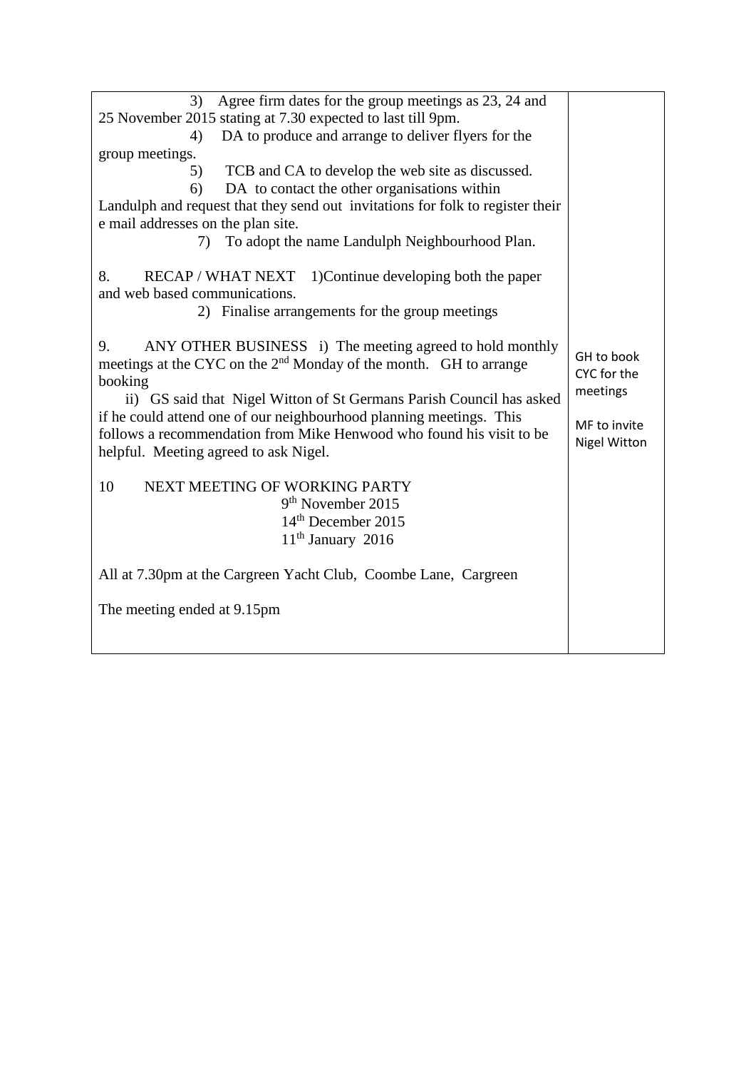| | |
|---|---|
| 3) Agree firm dates for the group meetings as 23, 24 and 25 November 2015 stating at 7.30 expected to last till 9pm.<br>4) DA to produce and arrange to deliver flyers for the group meetings.<br>5) TCB and CA to develop the web site as discussed.<br>6) DA to contact the other organisations within Landulph and request that they send out invitations for folk to register their e mail addresses on the plan site.<br>7) To adopt the name Landulph Neighbourhood Plan.<br><br>8. RECAP / WHAT NEXT 1)Continue developing both the paper and web based communications.<br>2) Finalise arrangements for the group meetings<br><br>9. ANY OTHER BUSINESS i) The meeting agreed to hold monthly meetings at the CYC on the 2nd Monday of the month. GH to arrange booking<br>ii) GS said that Nigel Witton of St Germans Parish Council has asked if he could attend one of our neighbourhood planning meetings. This follows a recommendation from Mike Henwood who found his visit to be helpful. Meeting agreed to ask Nigel.<br><br>10 NEXT MEETING OF WORKING PARTY<br>9th November 2015<br>14th December 2015<br>11th January 2016<br><br>All at 7.30pm at the Cargreen Yacht Club, Coombe Lane, Cargreen<br><br>The meeting ended at 9.15pm | GH to book CYC for the meetings<br><br>MF to invite Nigel Witton |